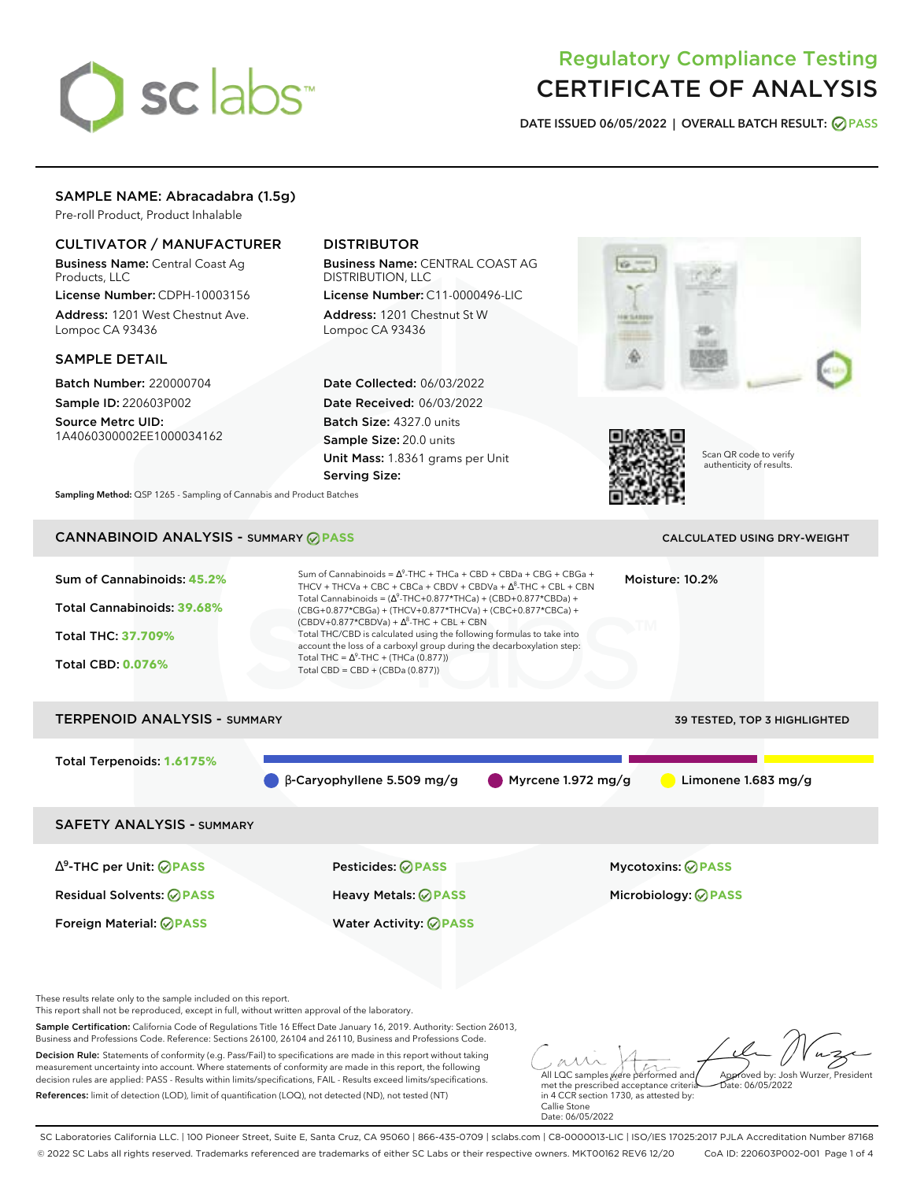# Regulatory Compliance Testing
# CERTIFICATE OF ANALYSIS

**DATE ISSUED** 06/05/2022 | **OVERALL BATCH RESULT:** PASS

## SAMPLE NAME: Abracadabra (1.5g)

Pre-roll Product, Product Inhalable

### CULTIVATOR / MANUFACTURER

**Business Name:** Central Coast Ag Products, LLC

**License Number:** CDPH-10003156

**Address:** 1201 West Chestnut Ave. Lompoc CA 93436

### DISTRIBUTOR

**Business Name:** CENTRAL COAST AG DISTRIBUTION, LLC

**License Number:** C11-0000496-LIC

**Address:** 1201 Chestnut St W Lompoc CA 93436

### SAMPLE DETAIL

**Batch Number:** 220000704

**Sample ID:** 220603P002

**Source Metrc UID:** 1A4060300002EE1000034162

**Date Collected:** 06/03/2022

**Date Received:** 06/03/2022

**Batch Size:** 4327.0 units

**Sample Size:** 20.0 units

**Unit Mass:** 1.8361 grams per Unit

**Serving Size:**

Scan QR code to verify authenticity of results.

**Sampling Method:** QSP 1265 - Sampling of Cannabis and Product Batches

## CANNABINOID ANALYSIS - SUMMARY PASS

CALCULATED USING DRY-WEIGHT

**Sum of Cannabinoids:** 45.2%

**Total Cannabinoids:** 39.68%

**Total THC:** 37.709%

**Total CBD:** 0.076%

Sum of Cannabinoids = $\Delta^9$-THC + THCa + CBD + CBDa + CBG + CBGa + THCV + THCVa + CBC + CBCa + CBDV + CBDVa + $\Delta^8$-THC + CBL + CBN

Total Cannabinoids = ($\Delta^9$-THC+0.877*THCa) + (CBD+0.877*CBDa) + (CBG+0.877*CBGa) + (THCV+0.877*THCVa) + (CBC+0.877*CBCa) + (CBDV+0.877*CBDVa) + $\Delta^8$-THC + CBL + CBN

Total THC/CBD is calculated using the following formulas to take into account the loss of a carboxyl group during the decarboxylation step:

Total THC = $\Delta^9$-THC + (THCa (0.877))

Total CBD = CBD + (CBDa (0.877))

**Moisture:** 10.2%

## TERPENOID ANALYSIS - SUMMARY

39 TESTED, TOP 3 HIGHLIGHTED

**Total Terpenoids:** 1.6175%

β-Caryophyllene 5.509 mg/g | Myrcene 1.972 mg/g | Limonene 1.683 mg/g

## SAFETY ANALYSIS - SUMMARY

| | | |
|---|---|---|
| $\Delta^9$-THC per Unit: PASS | Pesticides: PASS | Mycotoxins: PASS |
| Residual Solvents: PASS | Heavy Metals: PASS | Microbiology: PASS |
| Foreign Material: PASS | Water Activity: PASS | |

These results relate only to the sample included on this report.

This report shall not be reproduced, except in full, without written approval of the laboratory.

**Sample Certification:** California Code of Regulations Title 16 Effect Date January 16, 2019. Authority: Section 26013, Business and Professions Code. Reference: Sections 26100, 26104 and 26110, Business and Professions Code.

**Decision Rule:** Statements of conformity (e.g. Pass/Fail) to specifications are made in this report without taking measurement uncertainty into account. Where statements of conformity are made in this report, the following decision rules are applied: PASS - Results within limits/specifications, FAIL - Results exceed limits/specifications.

**References:** limit of detection (LOD), limit of quantification (LOQ), not detected (ND), not tested (NT)

All LQC samples were performed and met the prescribed acceptance criteria in 4 CCR section 1730, as attested by: Callie Stone Date: 06/05/2022

Approved by: Josh Wurzer, President Date: 06/05/2022

SC Laboratories California LLC. | 100 Pioneer Street, Suite E, Santa Cruz, CA 95060 | 866-435-0709 | sclabs.com | C8-0000013-LIC | ISO/IES 17025:2017 PJLA Accreditation Number 87168

© 2022 SC Labs all rights reserved. Trademarks referenced are trademarks of either SC Labs or their respective owners. MKT00162 REV6 12/20 CoA ID: 220603P002-001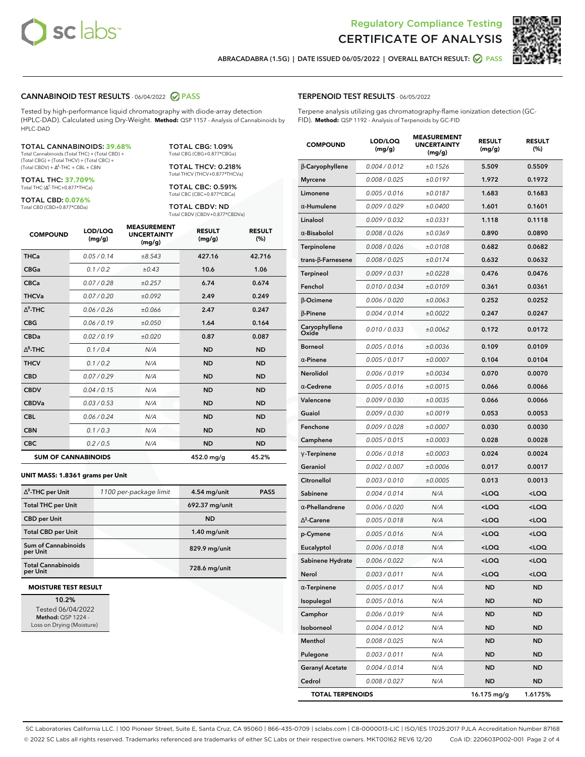Regulatory Compliance Testing

# CERTIFICATE OF ANALYSIS

ABRACADABRA (1.5G) | DATE ISSUED 06/05/2022 | OVERALL BATCH RESULT: PASS

## CANNABINOID TEST RESULTS - 06/04/2022 PASS

Tested by high-performance liquid chromatography with diode-array detection (HPLC-DAD). Calculated using Dry-Weight. **Method:** QSP 1157 - Analysis of Cannabinoids by HPLC-DAD

**TOTAL CANNABINOIDS: 39.68%**
Total Cannabinoids (Total THC) + (Total CBD) + (Total CBG) + (Total THCV) + (Total CBC) + (Total CBDV) + $\Delta^8$-THC + CBL + CBN

**TOTAL THC: 37.709%**
Total THC ($\Delta^9$-THC+0.877*THCa)

**TOTAL CBD: 0.076%**
Total CBD (CBD+0.877*CBDa)

**TOTAL CBG: 1.09%**
Total CBG (CBG+0.877*CBGa)

**TOTAL THCV: 0.218%**
Total THCV (THCV+0.877*THCVa)

**TOTAL CBC: 0.591%**
Total CBC (CBC+0.877*CBCa)

**TOTAL CBDV: ND**
Total CBDV (CBDV+0.877*CBDVa)

| COMPOUND | LOD/LOQ (mg/g) | MEASUREMENT UNCERTAINTY (mg/g) | RESULT (mg/g) | RESULT (%) |
|---|---|---|---|---|
| THCa | 0.05 / 0.14 | ±8.543 | 427.16 | 42.716 |
| CBGa | 0.1 / 0.2 | ±0.43 | 10.6 | 1.06 |
| CBCa | 0.07 / 0.28 | ±0.257 | 6.74 | 0.674 |
| THCVa | 0.07 / 0.20 | ±0.092 | 2.49 | 0.249 |
| $\Delta^9$-THC | 0.06 / 0.26 | ±0.066 | 2.47 | 0.247 |
| CBG | 0.06 / 0.19 | ±0.050 | 1.64 | 0.164 |
| CBDa | 0.02 / 0.19 | ±0.020 | 0.87 | 0.087 |
| $\Delta^8$-THC | 0.1 / 0.4 | N/A | ND | ND |
| THCV | 0.1 / 0.2 | N/A | ND | ND |
| CBD | 0.07 / 0.29 | N/A | ND | ND |
| CBDV | 0.04 / 0.15 | N/A | ND | ND |
| CBDVa | 0.03 / 0.53 | N/A | ND | ND |
| CBL | 0.06 / 0.24 | N/A | ND | ND |
| CBN | 0.1 / 0.3 | N/A | ND | ND |
| CBC | 0.2 / 0.5 | N/A | ND | ND |
| **SUM OF CANNABINOIDS** | | | 452.0 mg/g | 45.2% |

**UNIT MASS: 1.8361 grams per Unit**

| | | | |
|---|---|---|---|
| $\Delta^9$-THC per Unit | 1100 per-package limit | 4.54 mg/unit | PASS |
| Total THC per Unit | | 692.37 mg/unit | |
| CBD per Unit | | ND | |
| Total CBD per Unit | | 1.40 mg/unit | |
| Sum of Cannabinoids per Unit | | 829.9 mg/unit | |
| Total Cannabinoids per Unit | | 728.6 mg/unit | |

**MOISTURE TEST RESULT**

10.2%
Tested 06/04/2022
**Method:** QSP 1224 - Loss on Drying (Moisture)

## TERPENOID TEST RESULTS - 06/05/2022

Terpene analysis utilizing gas chromatography-flame ionization detection (GC-FID). **Method:** QSP 1192 - Analysis of Terpenoids by GC-FID

| COMPOUND | LOD/LOQ (mg/g) | MEASUREMENT UNCERTAINTY (mg/g) | RESULT (mg/g) | RESULT (%) |
|---|---|---|---|---|
| β-Caryophyllene | 0.004 / 0.012 | ±0.1526 | 5.509 | 0.5509 |
| Myrcene | 0.008 / 0.025 | ±0.0197 | 1.972 | 0.1972 |
| Limonene | 0.005 / 0.016 | ±0.0187 | 1.683 | 0.1683 |
| α-Humulene | 0.009 / 0.029 | ±0.0400 | 1.601 | 0.1601 |
| Linalool | 0.009 / 0.032 | ±0.0331 | 1.118 | 0.1118 |
| α-Bisabolol | 0.008 / 0.026 | ±0.0369 | 0.890 | 0.0890 |
| Terpinolene | 0.008 / 0.026 | ±0.0108 | 0.682 | 0.0682 |
| trans-β-Farnesene | 0.008 / 0.025 | ±0.0174 | 0.632 | 0.0632 |
| Terpineol | 0.009 / 0.031 | ±0.0228 | 0.476 | 0.0476 |
| Fenchol | 0.010 / 0.034 | ±0.0109 | 0.361 | 0.0361 |
| β-Ocimene | 0.006 / 0.020 | ±0.0063 | 0.252 | 0.0252 |
| β-Pinene | 0.004 / 0.014 | ±0.0022 | 0.247 | 0.0247 |
| Caryophyllene Oxide | 0.010 / 0.033 | ±0.0062 | 0.172 | 0.0172 |
| Borneol | 0.005 / 0.016 | ±0.0036 | 0.109 | 0.0109 |
| α-Pinene | 0.005 / 0.017 | ±0.0007 | 0.104 | 0.0104 |
| Nerolidol | 0.006 / 0.019 | ±0.0034 | 0.070 | 0.0070 |
| α-Cedrene | 0.005 / 0.016 | ±0.0015 | 0.066 | 0.0066 |
| Valencene | 0.009 / 0.030 | ±0.0035 | 0.066 | 0.0066 |
| Guaiol | 0.009 / 0.030 | ±0.0019 | 0.053 | 0.0053 |
| Fenchone | 0.009 / 0.028 | ±0.0007 | 0.030 | 0.0030 |
| Camphene | 0.005 / 0.015 | ±0.0003 | 0.028 | 0.0028 |
| γ-Terpinene | 0.006 / 0.018 | ±0.0003 | 0.024 | 0.0024 |
| Geraniol | 0.002 / 0.007 | ±0.0006 | 0.017 | 0.0017 |
| Citronellol | 0.003 / 0.010 | ±0.0005 | 0.013 | 0.0013 |
| Sabinene | 0.004 / 0.014 | N/A | <LOQ | <LOQ |
| α-Phellandrene | 0.006 / 0.020 | N/A | <LOQ | <LOQ |
| $\Delta^3$-Carene | 0.005 / 0.018 | N/A | <LOQ | <LOQ |
| p-Cymene | 0.005 / 0.016 | N/A | <LOQ | <LOQ |
| Eucalyptol | 0.006 / 0.018 | N/A | <LOQ | <LOQ |
| Sabinene Hydrate | 0.006 / 0.022 | N/A | <LOQ | <LOQ |
| Nerol | 0.003 / 0.011 | N/A | <LOQ | <LOQ |
| α-Terpinene | 0.005 / 0.017 | N/A | ND | ND |
| Isopulegol | 0.005 / 0.016 | N/A | ND | ND |
| Camphor | 0.006 / 0.019 | N/A | ND | ND |
| Isoborneol | 0.004 / 0.012 | N/A | ND | ND |
| Menthol | 0.008 / 0.025 | N/A | ND | ND |
| Pulegone | 0.003 / 0.011 | N/A | ND | ND |
| Geranyl Acetate | 0.004 / 0.014 | N/A | ND | ND |
| Cedrol | 0.008 / 0.027 | N/A | ND | ND |
| **TOTAL TERPENOIDS** | | | 16.175 mg/g | 1.6175% |

SC Laboratories California LLC. | 100 Pioneer Street, Suite E, Santa Cruz, CA 95060 | 866-435-0709 | sclabs.com | C8-0000013-LIC | ISO/IES 17025:2017 PJLA Accreditation Number 87168
© 2022 SC Labs all rights reserved. Trademarks referenced are trademarks of either SC Labs or their respective owners. MKT00162 REV6 12/20 CoA ID: 220603P002-001